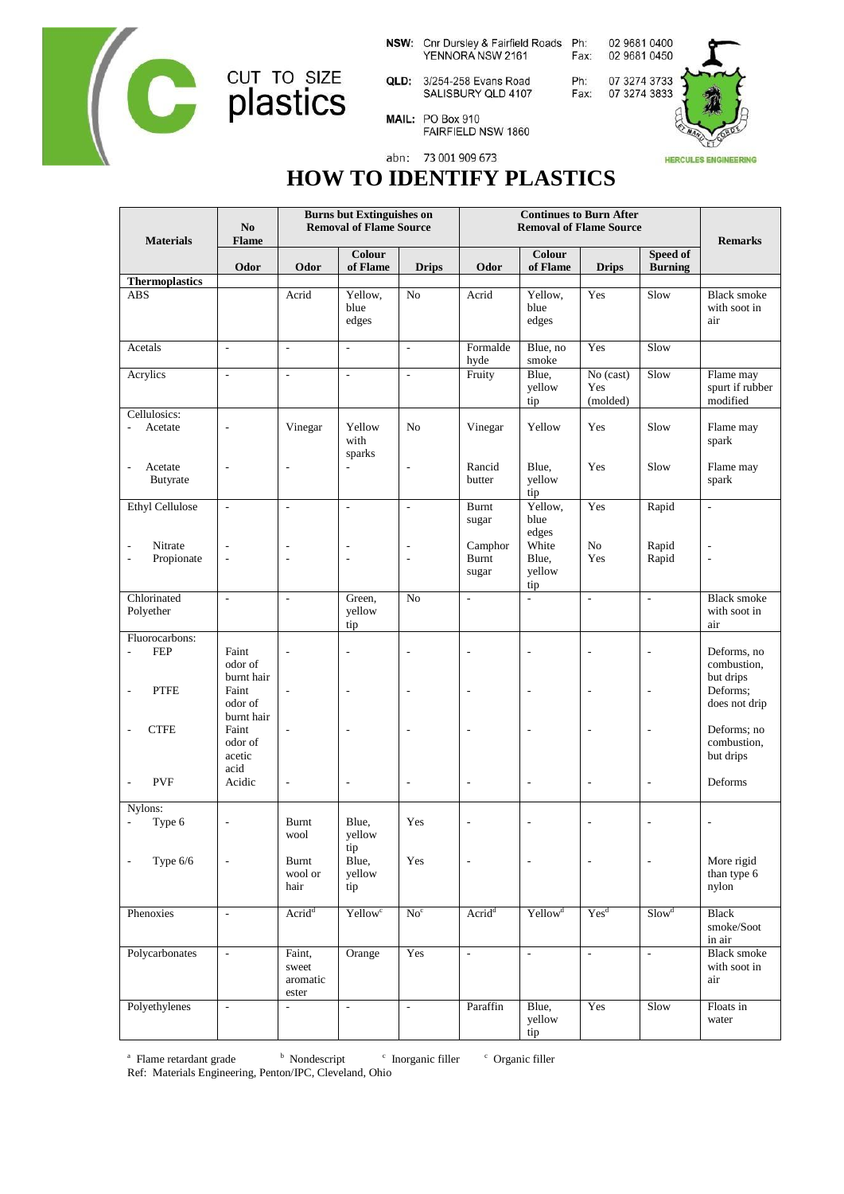CUT TO SIZE plastics

**NSW:** Cnr Dursley & Fairfield Roads YENNORA NSW 2161 Ph: 02 9681 0400 Fax: 02 9681 0450

**QLD:** 3/254-258 Evans Road SALISBURY QLD 4107 Ph: 07 3274 3733 Fax: 07 3274 3833

**MAIL:** PO Box 910 FAIRFIELD NSW 1860

abn: 73 001 909 673

HERCULES ENGINEERING

# HOW TO IDENTIFY PLASTICS

| Materials | No Flame | Burns but Extinguishes on Removal of Flame Source | | | Continues to Burn After Removal of Flame Source | | | | Remarks |
|---|---|---|---|---|---|---|---|---|---|
| | Odor | Odor | Colour of Flame | Drips | Odor | Colour of Flame | Drips | Speed of Burning | |
| **Thermoplastics** | | | | | | | | | |
| ABS | | Acrid | Yellow, blue edges | No | Acrid | Yellow, blue edges | Yes | Slow | Black smoke with soot in air |
| Acetals | - | - | - | - | Formaldehyde | Blue, no smoke | Yes | Slow | |
| Acrylics | - | - | - | - | Fruity | Blue, yellow tip | No (cast) Yes (molded) | Slow | Flame may spurt if rubber modified |
| Cellulosics: | | | | | | | | | |
| - Acetate | - | Vinegar | Yellow with sparks | No | Vinegar | Yellow | Yes | Slow | Flame may spark |
| - Acetate Butyrate | - | - | - | - | Rancid butter | Blue, yellow tip | Yes | Slow | Flame may spark |
| Ethyl Cellulose | - | - | - | - | Burnt sugar | Yellow, blue edges | Yes | Rapid | - |
| - Nitrate | - | - | - | - | Camphor | White | No | Rapid | - |
| - Propionate | - | - | - | - | Burnt sugar | Blue, yellow tip | Yes | Rapid | - |
| Chlorinated Polyether | - | - | Green, yellow tip | No | - | - | - | - | Black smoke with soot in air |
| Fluorocarbons: | | | | | | | | | |
| - FEP | Faint odor of burnt hair | - | - | - | - | - | - | - | Deforms, no combustion, but drips |
| - PTFE | Faint odor of burnt hair | - | - | - | - | - | - | - | Deforms; does not drip |
| - CTFE | Faint odor of acetic acid | - | - | - | - | - | - | - | Deforms; no combustion, but drips |
| - PVF | Acidic | - | - | - | - | - | - | - | Deforms |
| Nylons: | | | | | | | | | |
| - Type 6 | - | Burnt wool | Blue, yellow tip | Yes | - | - | - | - | - |
| - Type 6/6 | - | Burnt wool or hair | Blue, yellow tip | Yes | - | - | - | - | More rigid than type 6 nylon |
| Phenoxies | - | Acrid[d] | Yellow[c] | No[c] | Acrid[d] | Yellow[d] | Yes[d] | Slow[d] | Black smoke/Soot in air |
| Polycarbonates | - | Faint, sweet aromatic ester | Orange | Yes | - | - | - | - | Black smoke with soot in air |
| Polyethylenes | - | - | - | - | Paraffin | Blue, yellow tip | Yes | Slow | Floats in water |

[a] Flame retardant grade [b] Nondescript [c] Inorganic filler [c] Organic filler

Ref: Materials Engineering, Penton/IPC, Cleveland, Ohio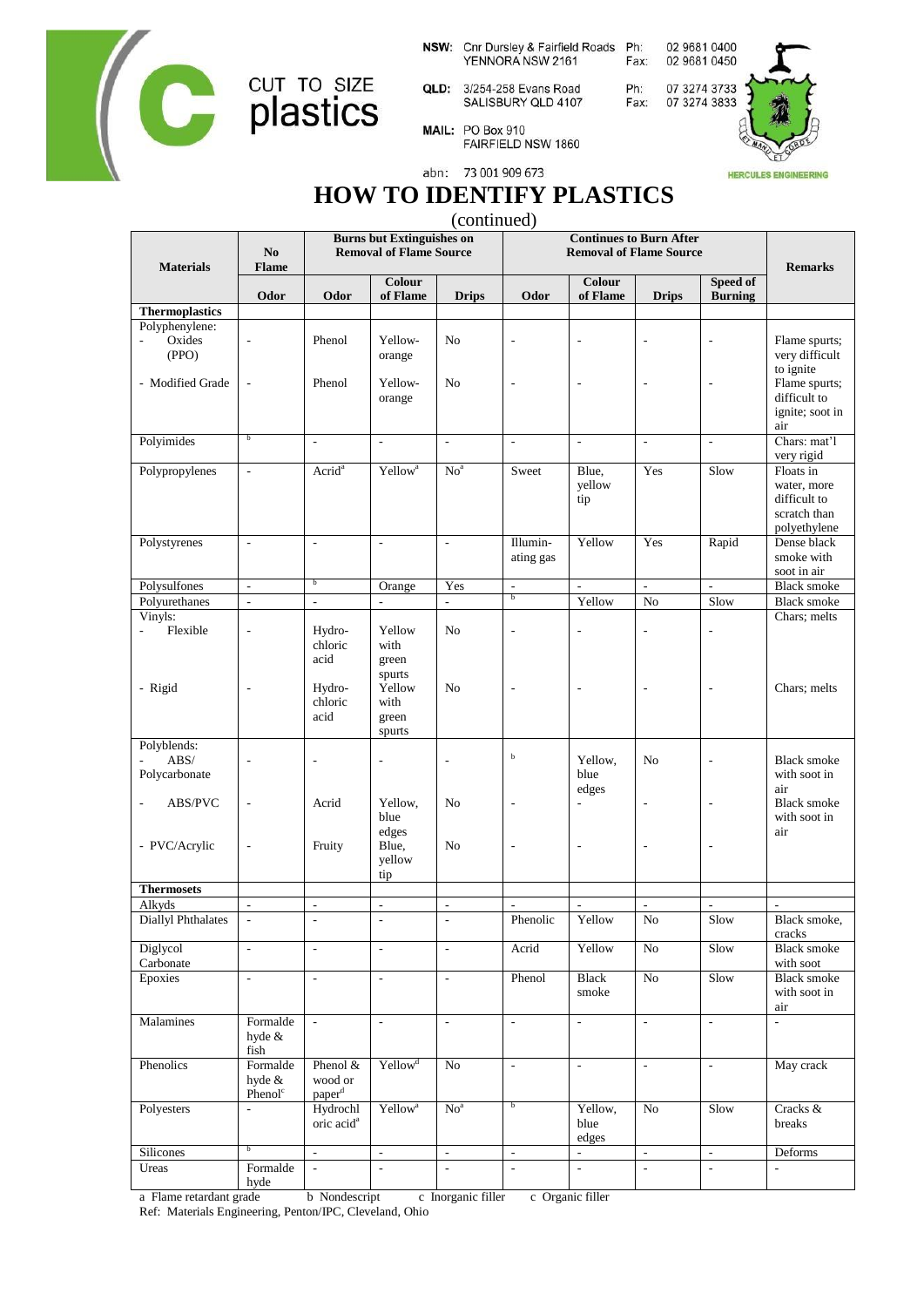CUT TO SIZE plastics

**NSW:** Cnr Dursley & Fairfield Roads YENNORA NSW 2161 Ph: 02 9681 0400 Fax: 02 9681 0450

**QLD:** 3/254-258 Evans Road SALISBURY QLD 4107 Ph: 07 3274 3733 Fax: 07 3274 3833

**MAIL:** PO Box 910 FAIRFIELD NSW 1860

abn: 73 001 909 673

HERCULES ENGINEERING

# HOW TO IDENTIFY PLASTICS

(continued)

| Materials | No Flame | Burns but Extinguishes on Removal of Flame Source | | | Continues to Burn After Removal of Flame Source | | | | Remarks |
|---|---|---|---|---|---|---|---|---|---|
| | Odor | Odor | Colour of Flame | Drips | Odor | Colour of Flame | Drips | Speed of Burning | |
| **Thermoplastics** | | | | | | | | | |
| Polyphenylene: - Oxides (PPO) | - | Phenol | Yellow-orange | No | - | - | - | - | Flame spurts; very difficult to ignite |
| - Modified Grade | - | Phenol | Yellow-orange | No | - | - | - | - | Flame spurts; difficult to ignite; soot in air |
| Polyimides | [b] | - | - | - | - | - | - | - | Chars: mat'l very rigid |
| Polypropylenes | - | Acrid[a] | Yellow[a] | No[a] | Sweet | Blue, yellow tip | Yes | Slow | Floats in water, more difficult to scratch than polyethylene |
| Polystyrenes | - | - | - | - | Illuminating gas | Yellow | Yes | Rapid | Dense black smoke with soot in air |
| Polysulfones | - | [b] | Orange | Yes | - | - | - | - | Black smoke |
| Polyurethanes | - | - | - | - | [b] | Yellow | No | Slow | Black smoke |
| Vinyls: - Flexible | - | Hydrochloric acid | Yellow with green spurts | No | - | - | - | - | Chars; melts |
| - Rigid | - | Hydrochloric acid | Yellow with green spurts | No | - | - | - | - | Chars; melts |
| Polyblends: - ABS/ Polycarbonate | - | - | - | - | [b] | Yellow, blue edges | No | - | Black smoke with soot in air |
| - ABS/PVC | - | Acrid | Yellow, blue edges | No | - | - | - | - | Black smoke with soot in air |
| - PVC/Acrylic | - | Fruity | Blue, yellow tip | No | - | - | - | - | |
| **Thermosets** | | | | | | | | | |
| Alkyds | - | - | - | - | - | - | - | - | - |
| Diallyl Phthalates | - | - | - | - | Phenolic | Yellow | No | Slow | Black smoke, cracks |
| Diglycol Carbonate | - | - | - | - | Acrid | Yellow | No | Slow | Black smoke with soot |
| Epoxies | - | - | - | - | Phenol | Black smoke | No | Slow | Black smoke with soot in air |
| Malamines | Formaldehyde & fish | - | - | - | - | - | - | - | - |
| Phenolics | Formaldehyde & Phenol[c] | Phenol & wood or paper[d] | Yellow[d] | No | - | - | - | - | May crack |
| Polyesters | - | Hydrochloric acid[a] | Yellow[a] | No[a] | [b] | Yellow, blue edges | No | Slow | Cracks & breaks |
| Silicones | [b] | - | - | - | - | - | - | - | Deforms |
| Ureas | Formaldehyde | - | - | - | - | - | - | - | - |

a Flame retardant grade b Nondescript c Inorganic filler c Organic filler

Ref: Materials Engineering, Penton/IPC, Cleveland, Ohio